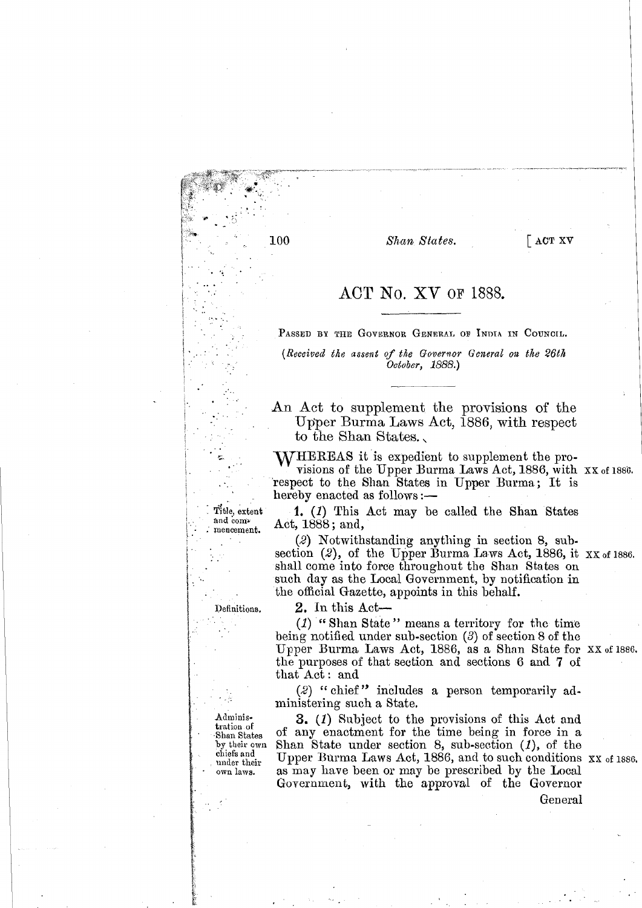# ACT No. XV OF 1888.

PASSED BY THE GOVERNOR GENERAL OF INDIA IN COUNCIL.

*(Received the assent of the Governor General on the 26th October, 1888.)*

An Act to supplement the provisions of the Upper Burma Laws Act, 1886, with respect to the Shan States.

WHEREAS it is expedient to supplement the provisions of the Upper Burma Laws Act, 1886, with respect to the Shan States in Upper Burma; It is hereby enacted as follows:— XX of 1886.

Title, extent and commencement.

**1.** (*1*) This Act may be called the Shan States Act, 1888; and,

(*2*) Notwithstanding anything in section 8, sub-section (*2*), of the Upper Burma Laws Act, 1886, it shall come into force throughout the Shan States on such day as the Local Government, by notification in the official Gazette, appoints in this behalf. XX of 1886.

Definitions.

**2.** In this Act—

(*1*) "Shan State" means a territory for the time being notified under sub-section (*3*) of section 8 of the Upper Burma Laws Act, 1886, as a Shan State for the purposes of that section and sections 6 and 7 of that Act: and XX of 1886.

(*2*) "chief" includes a person temporarily administering such a State.

Administration of Shan States by their own chiefs and under their own laws.

**3.** (*1*) Subject to the provisions of this Act and of any enactment for the time being in force in a Shan State under section 8, sub-section (*1*), of the Upper Burma Laws Act, 1886, and to such conditions as may have been or may be prescribed by the Local Government, with the approval of the Governor General XX of 1886.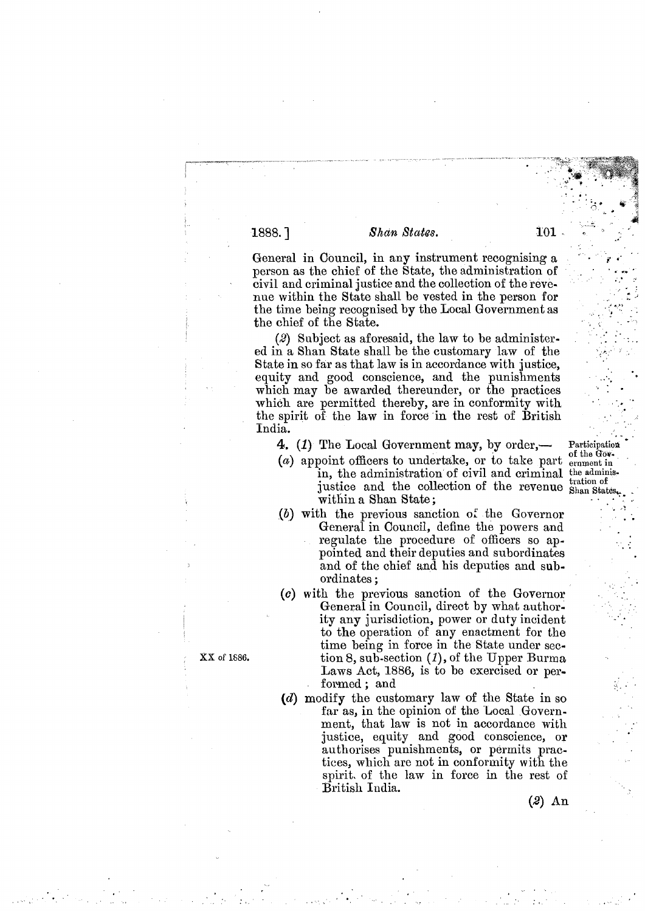General in Council, in any instrument recognising a person as the chief of the State, the administration of civil and criminal justice and the collection of the revenue within the State shall be vested in the person for the time being recognised by the Local Government as the chief of the State.

(*2*) Subject as aforesaid, the law to be administered in a Shan State shall be the customary law of the State in so far as that law is in accordance with justice, equity and good conscience, and the punishments which may be awarded thereunder, or the practices which are permitted thereby, are in conformity with the spirit of the law in force in the rest of British India.

Participation of the Government in the administration of Shan States.

**4.** (*1*) The Local Government may, by order,—

(*a*) appoint officers to undertake, or to take part in, the administration of civil and criminal justice and the collection of the revenue within a Shan State;

(*b*) with the previous sanction of the Governor General in Council, define the powers and regulate the procedure of officers so appointed and their deputies and subordinates and of the chief and his deputies and subordinates;

(*c*) with the previous sanction of the Governor General in Council, direct by what authority any jurisdiction, power or duty incident to the operation of any enactment for the time being in force in the State under section 8, sub-section (*1*), of the Upper Burma Laws Act, 1886, is to be exercised or performed; and

XX of 1886.

(*d*) modify the customary law of the State in so far as, in the opinion of the Local Government, that law is not in accordance with justice, equity and good conscience, or authorises punishments, or permits practices, which are not in conformity with the spirit of the law in force in the rest of British India.

(*2*) An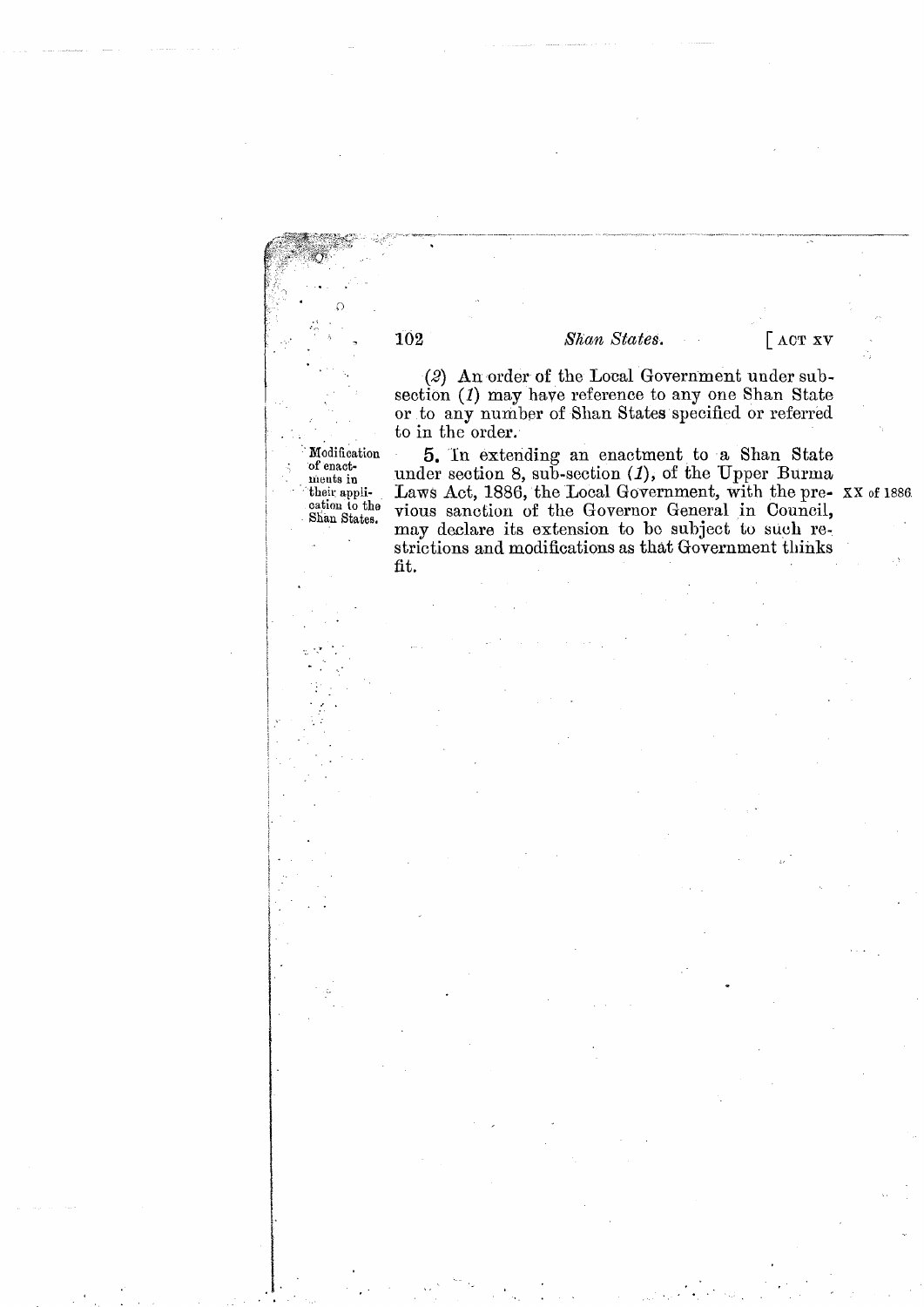(2) An order of the Local Government under sub-section (1) may have reference to any one Shan State or to any number of Shan States specified or referred to in the order.

Modification of enactments in their application to the Shan States.

**5.** In extending an enactment to a Shan State under section 8, sub-section (1), of the Upper Burma Laws Act, 1886, the Local Government, with the previous sanction of the Governor General in Council, may declare its extension to be subject to such restrictions and modifications as that Government thinks fit.

XX of 1886.